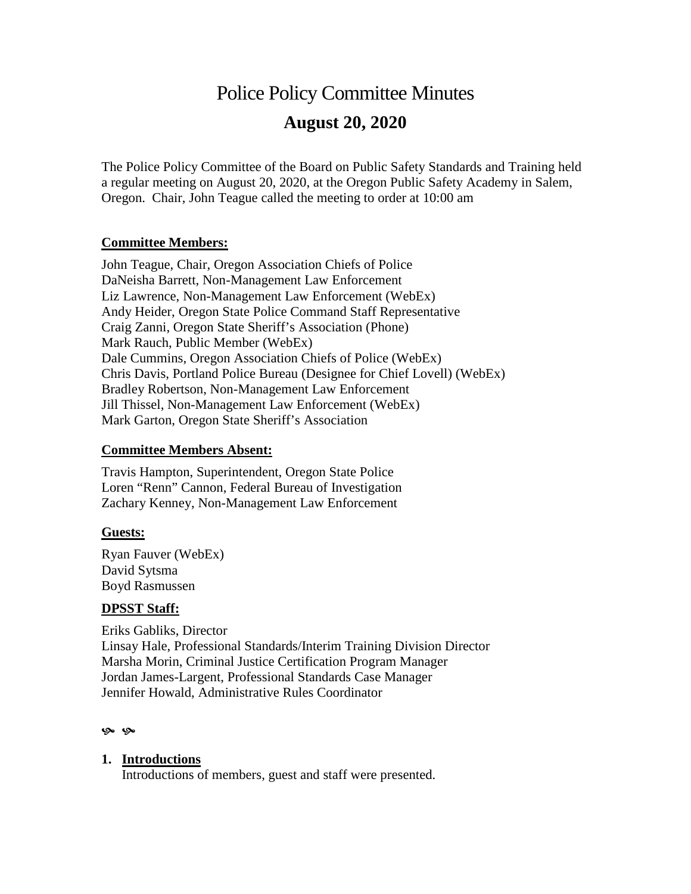# Police Policy Committee Minutes

## August 20, 2020

The Police Policy Committee of the Board on Public Safety Standards and Training held a regular meeting on August 20, 2020, at the Oregon Public Safety Academy in Salem, Oregon. Chair, John Teague called the meeting to order at 10:00 am

**Committee Members:**

John Teague, Chair, Oregon Association Chiefs of Police
DaNeisha Barrett, Non-Management Law Enforcement
Liz Lawrence, Non-Management Law Enforcement (WebEx)
Andy Heider, Oregon State Police Command Staff Representative
Craig Zanni, Oregon State Sheriff's Association (Phone)
Mark Rauch, Public Member (WebEx)
Dale Cummins, Oregon Association Chiefs of Police (WebEx)
Chris Davis, Portland Police Bureau (Designee for Chief Lovell) (WebEx)
Bradley Robertson, Non-Management Law Enforcement
Jill Thissel, Non-Management Law Enforcement (WebEx)
Mark Garton, Oregon State Sheriff's Association

**Committee Members Absent:**

Travis Hampton, Superintendent, Oregon State Police
Loren "Renn" Cannon, Federal Bureau of Investigation
Zachary Kenney, Non-Management Law Enforcement

**Guests:**

Ryan Fauver (WebEx)
David Sytsma
Boyd Rasmussen

**DPSST Staff:**

Eriks Gabliks, Director
Linsay Hale, Professional Standards/Interim Training Division Director
Marsha Morin, Criminal Justice Certification Program Manager
Jordan James-Largent, Professional Standards Case Manager
Jennifer Howald, Administrative Rules Coordinator

1. **Introductions**
   Introductions of members, guest and staff were presented.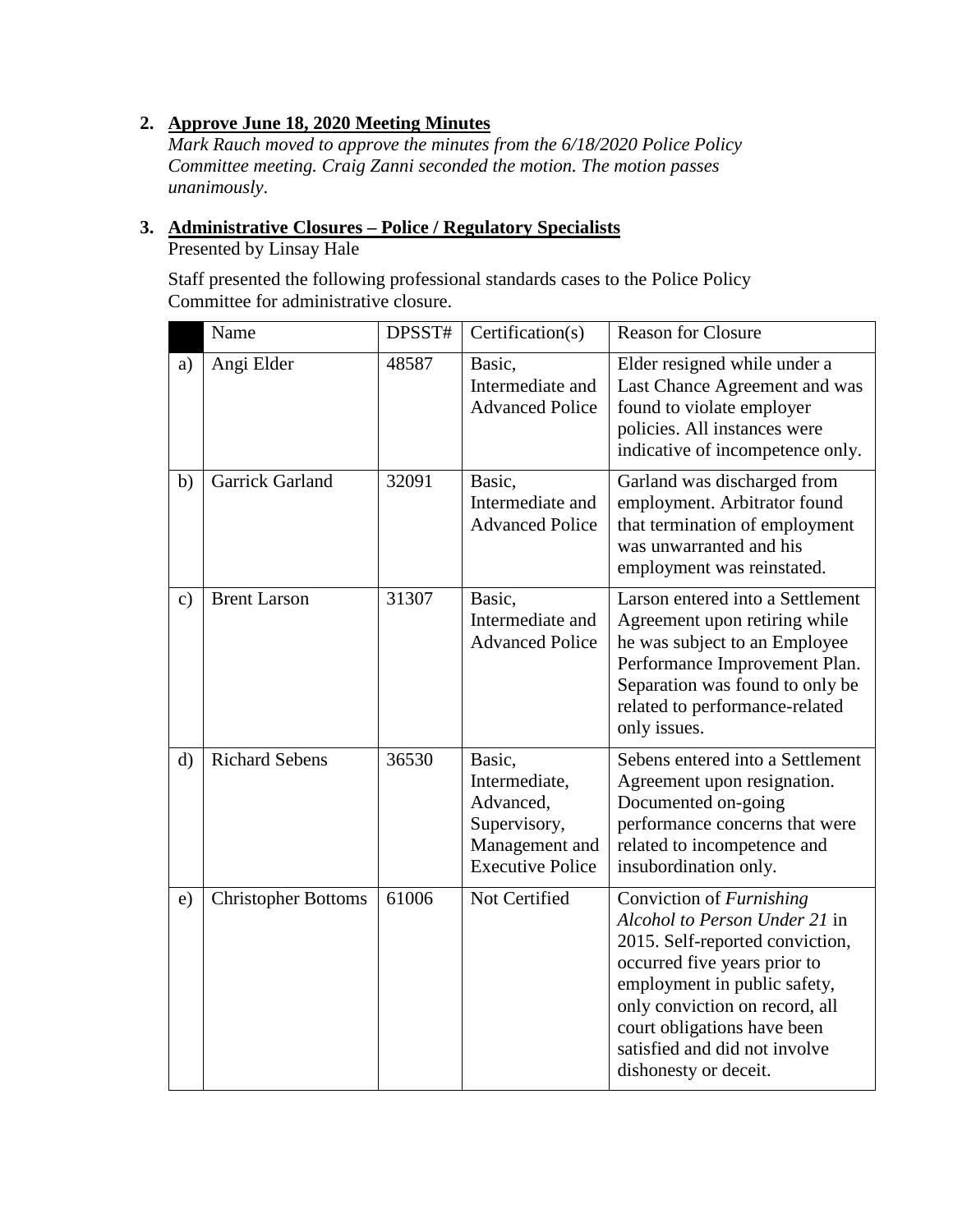2. **Approve June 18, 2020 Meeting Minutes**

   *Mark Rauch moved to approve the minutes from the 6/18/2020 Police Policy Committee meeting. Craig Zanni seconded the motion. The motion passes unanimously.*

3. **Administrative Closures – Police / Regulatory Specialists**

   Presented by Linsay Hale

   Staff presented the following professional standards cases to the Police Policy Committee for administrative closure.

| | Name | DPSST# | Certification(s) | Reason for Closure |
|---|---|---|---|---|
| a) | Angi Elder | 48587 | Basic, Intermediate and Advanced Police | Elder resigned while under a Last Chance Agreement and was found to violate employer policies. All instances were indicative of incompetence only. |
| b) | Garrick Garland | 32091 | Basic, Intermediate and Advanced Police | Garland was discharged from employment. Arbitrator found that termination of employment was unwarranted and his employment was reinstated. |
| c) | Brent Larson | 31307 | Basic, Intermediate and Advanced Police | Larson entered into a Settlement Agreement upon retiring while he was subject to an Employee Performance Improvement Plan. Separation was found to only be related to performance-related only issues. |
| d) | Richard Sebens | 36530 | Basic, Intermediate, Advanced, Supervisory, Management and Executive Police | Sebens entered into a Settlement Agreement upon resignation. Documented on-going performance concerns that were related to incompetence and insubordination only. |
| e) | Christopher Bottoms | 61006 | Not Certified | Conviction of *Furnishing Alcohol to Person Under 21* in 2015. Self-reported conviction, occurred five years prior to employment in public safety, only conviction on record, all court obligations have been satisfied and did not involve dishonesty or deceit. |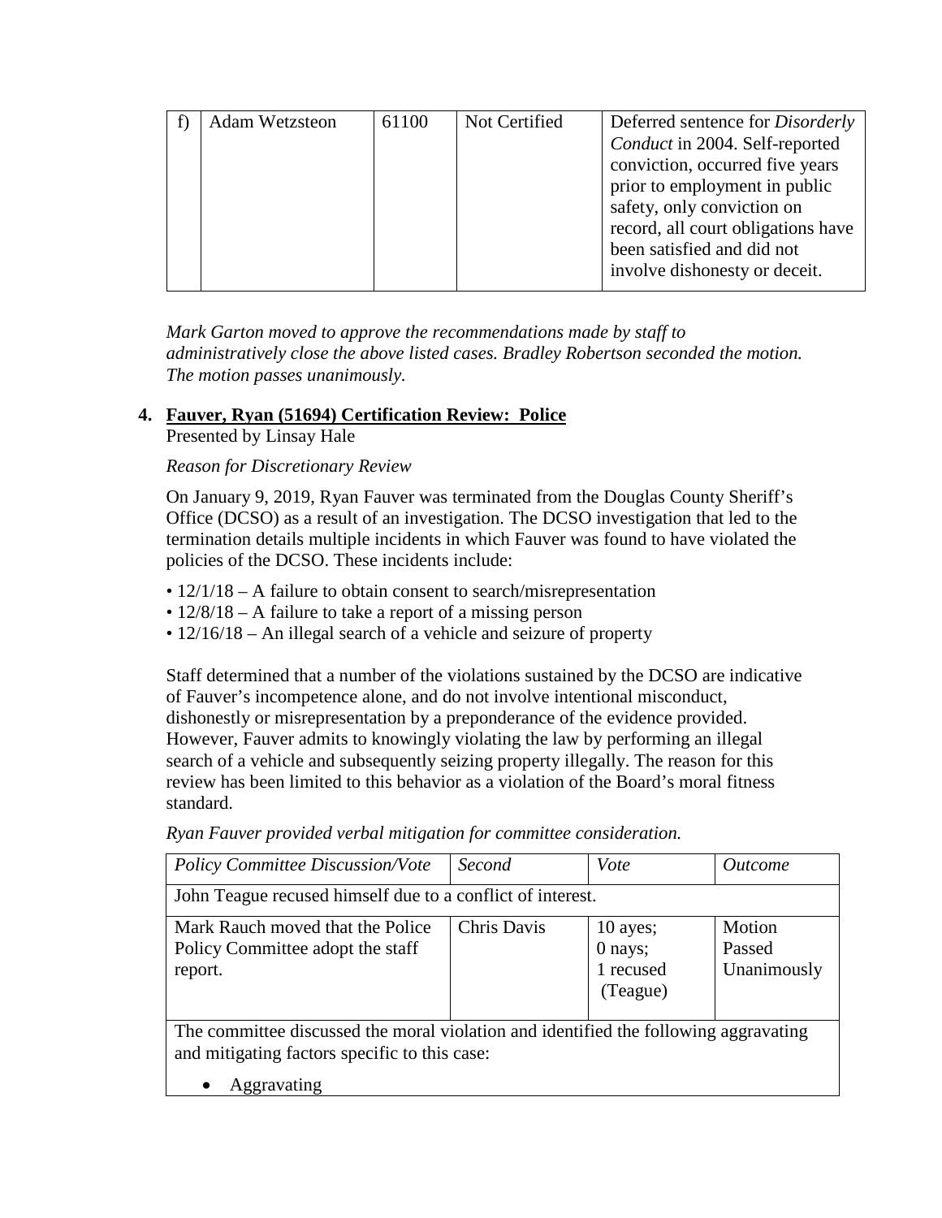| f) | Adam Wetzsteon | 61100 | Not Certified | Deferred sentence for *Disorderly Conduct* in 2004. Self-reported conviction, occurred five years prior to employment in public safety, only conviction on record, all court obligations have been satisfied and did not involve dishonesty or deceit. |
|---|---|---|---|---|

*Mark Garton moved to approve the recommendations made by staff to administratively close the above listed cases. Bradley Robertson seconded the motion. The motion passes unanimously.*

4. **Fauver, Ryan (51694) Certification Review: Police**
   Presented by Linsay Hale

   *Reason for Discretionary Review*

   On January 9, 2019, Ryan Fauver was terminated from the Douglas County Sheriff's Office (DCSO) as a result of an investigation. The DCSO investigation that led to the termination details multiple incidents in which Fauver was found to have violated the policies of the DCSO. These incidents include:

   - 12/1/18 – A failure to obtain consent to search/misrepresentation
   - 12/8/18 – A failure to take a report of a missing person
   - 12/16/18 – An illegal search of a vehicle and seizure of property

   Staff determined that a number of the violations sustained by the DCSO are indicative of Fauver's incompetence alone, and do not involve intentional misconduct, dishonestly or misrepresentation by a preponderance of the evidence provided. However, Fauver admits to knowingly violating the law by performing an illegal search of a vehicle and subsequently seizing property illegally. The reason for this review has been limited to this behavior as a violation of the Board's moral fitness standard.

   *Ryan Fauver provided verbal mitigation for committee consideration.*

| *Policy Committee Discussion/Vote* | *Second* | *Vote* | *Outcome* |
|---|---|---|---|
| John Teague recused himself due to a conflict of interest. | | | |
| Mark Rauch moved that the Police Policy Committee adopt the staff report. | Chris Davis | 10 ayes; 0 nays; 1 recused (Teague) | Motion Passed Unanimously |
| The committee discussed the moral violation and identified the following aggravating and mitigating factors specific to this case: <br> • Aggravating | | | |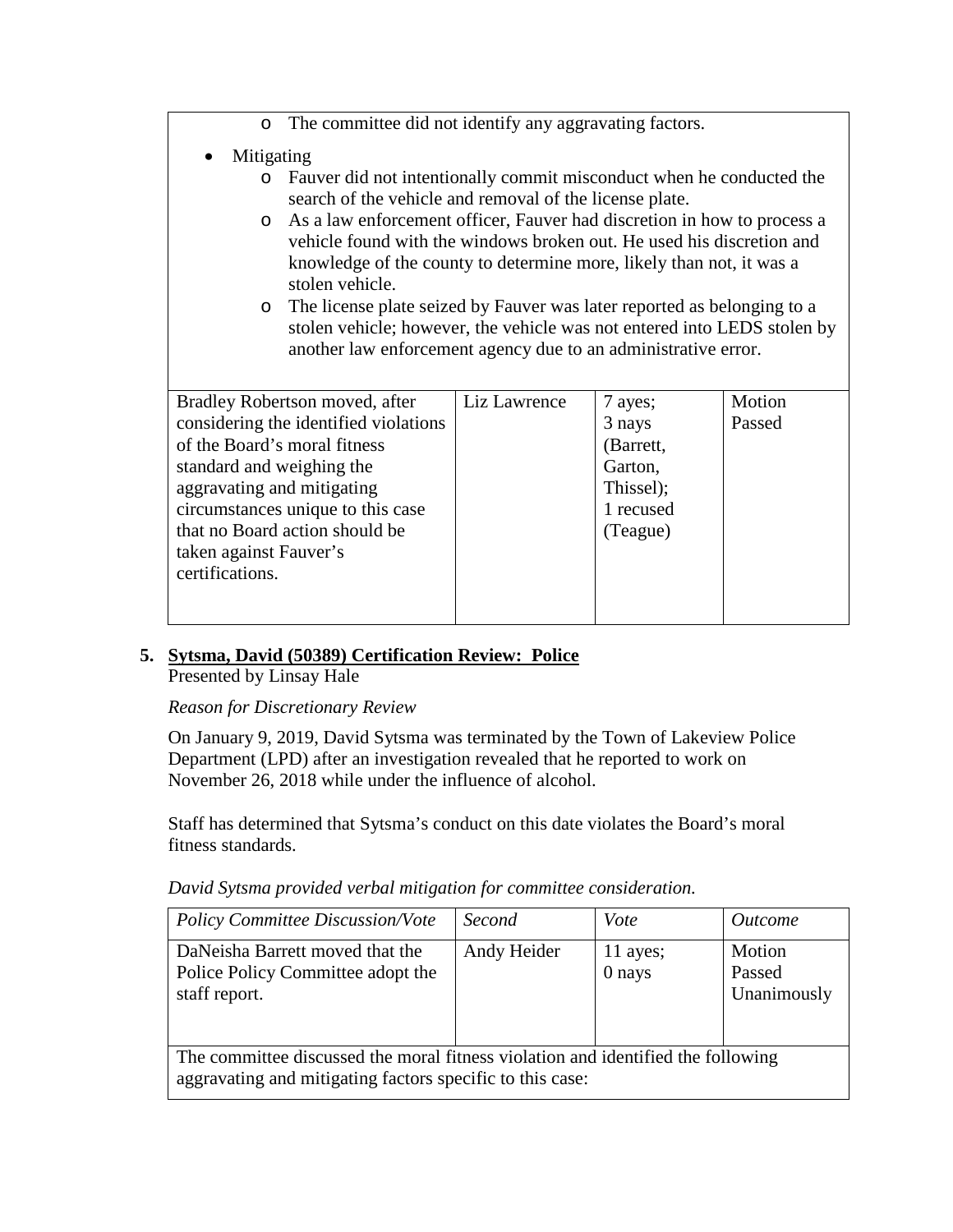- The committee did not identify any aggravating factors.

- Mitigating
  - Fauver did not intentionally commit misconduct when he conducted the search of the vehicle and removal of the license plate.
  - As a law enforcement officer, Fauver had discretion in how to process a vehicle found with the windows broken out. He used his discretion and knowledge of the county to determine more, likely than not, it was a stolen vehicle.
  - The license plate seized by Fauver was later reported as belonging to a stolen vehicle; however, the vehicle was not entered into LEDS stolen by another law enforcement agency due to an administrative error.

| | | | |
|---|---|---|---|
| Bradley Robertson moved, after considering the identified violations of the Board's moral fitness standard and weighing the aggravating and mitigating circumstances unique to this case that no Board action should be taken against Fauver's certifications. | Liz Lawrence | 7 ayes; 3 nays (Barrett, Garton, Thissel); 1 recused (Teague) | Motion Passed |

**5. Sytsma, David (50389) Certification Review: Police**

Presented by Linsay Hale

*Reason for Discretionary Review*

On January 9, 2019, David Sytsma was terminated by the Town of Lakeview Police Department (LPD) after an investigation revealed that he reported to work on November 26, 2018 while under the influence of alcohol.

Staff has determined that Sytsma's conduct on this date violates the Board's moral fitness standards.

*David Sytsma provided verbal mitigation for committee consideration.*

| *Policy Committee Discussion/Vote* | *Second* | *Vote* | *Outcome* |
|---|---|---|---|
| DaNeisha Barrett moved that the Police Policy Committee adopt the staff report. | Andy Heider | 11 ayes; 0 nays | Motion Passed Unanimously |
| The committee discussed the moral fitness violation and identified the following aggravating and mitigating factors specific to this case: | | | |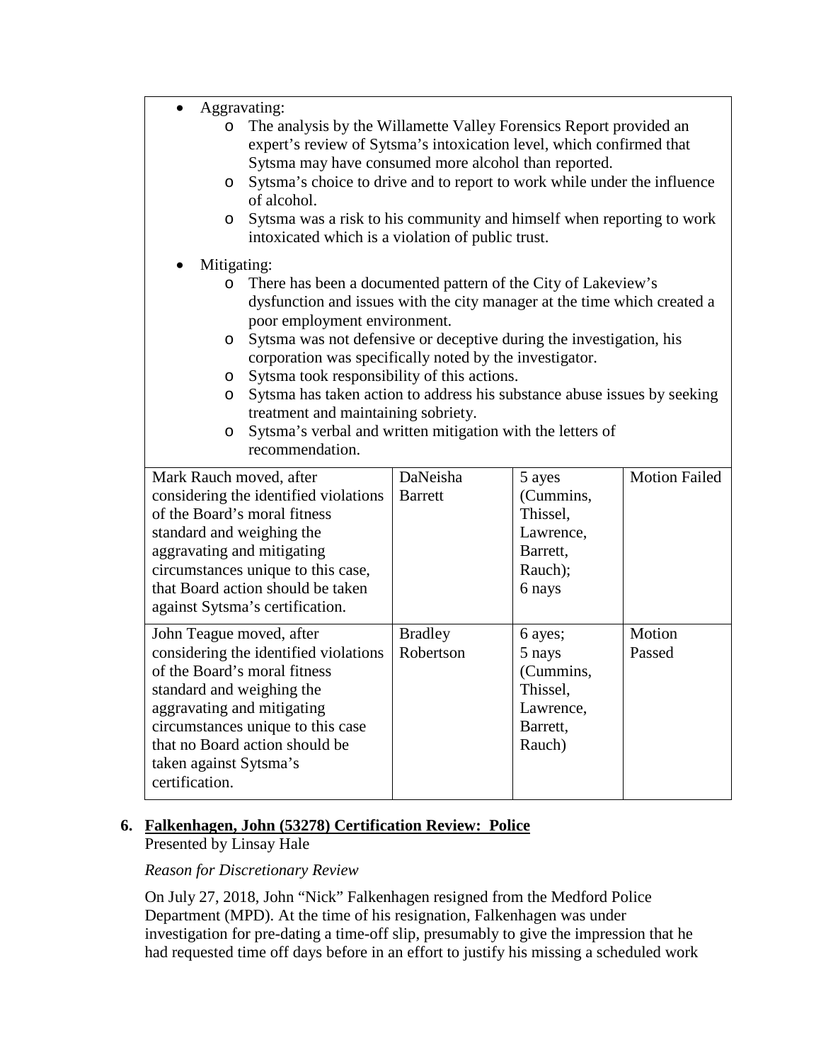| | | | |
|---|---|---|---|
| <ul><li>Aggravating:<ul><li>The analysis by the Willamette Valley Forensics Report provided an expert's review of Sytsma's intoxication level, which confirmed that Sytsma may have consumed more alcohol than reported.</li><li>Sytsma's choice to drive and to report to work while under the influence of alcohol.</li><li>Sytsma was a risk to his community and himself when reporting to work intoxicated which is a violation of public trust.</li></ul></li><li>Mitigating:<ul><li>There has been a documented pattern of the City of Lakeview's dysfunction and issues with the city manager at the time which created a poor employment environment.</li><li>Sytsma was not defensive or deceptive during the investigation, his corporation was specifically noted by the investigator.</li><li>Sytsma took responsibility of this actions.</li><li>Sytsma has taken action to address his substance abuse issues by seeking treatment and maintaining sobriety.</li><li>Sytsma's verbal and written mitigation with the letters of recommendation.</li></ul></li></ul> | | | |
| Mark Rauch moved, after considering the identified violations of the Board's moral fitness standard and weighing the aggravating and mitigating circumstances unique to this case, that Board action should be taken against Sytsma's certification. | DaNeisha Barrett | 5 ayes (Cummins, Thissel, Lawrence, Barrett, Rauch); 6 nays | Motion Failed |
| John Teague moved, after considering the identified violations of the Board's moral fitness standard and weighing the aggravating and mitigating circumstances unique to this case that no Board action should be taken against Sytsma's certification. | Bradley Robertson | 6 ayes; 5 nays (Cummins, Thissel, Lawrence, Barrett, Rauch) | Motion Passed |

**6. Falkenhagen, John (53278) Certification Review: Police**

Presented by Linsay Hale

*Reason for Discretionary Review*

On July 27, 2018, John "Nick" Falkenhagen resigned from the Medford Police Department (MPD). At the time of his resignation, Falkenhagen was under investigation for pre-dating a time-off slip, presumably to give the impression that he had requested time off days before in an effort to justify his missing a scheduled work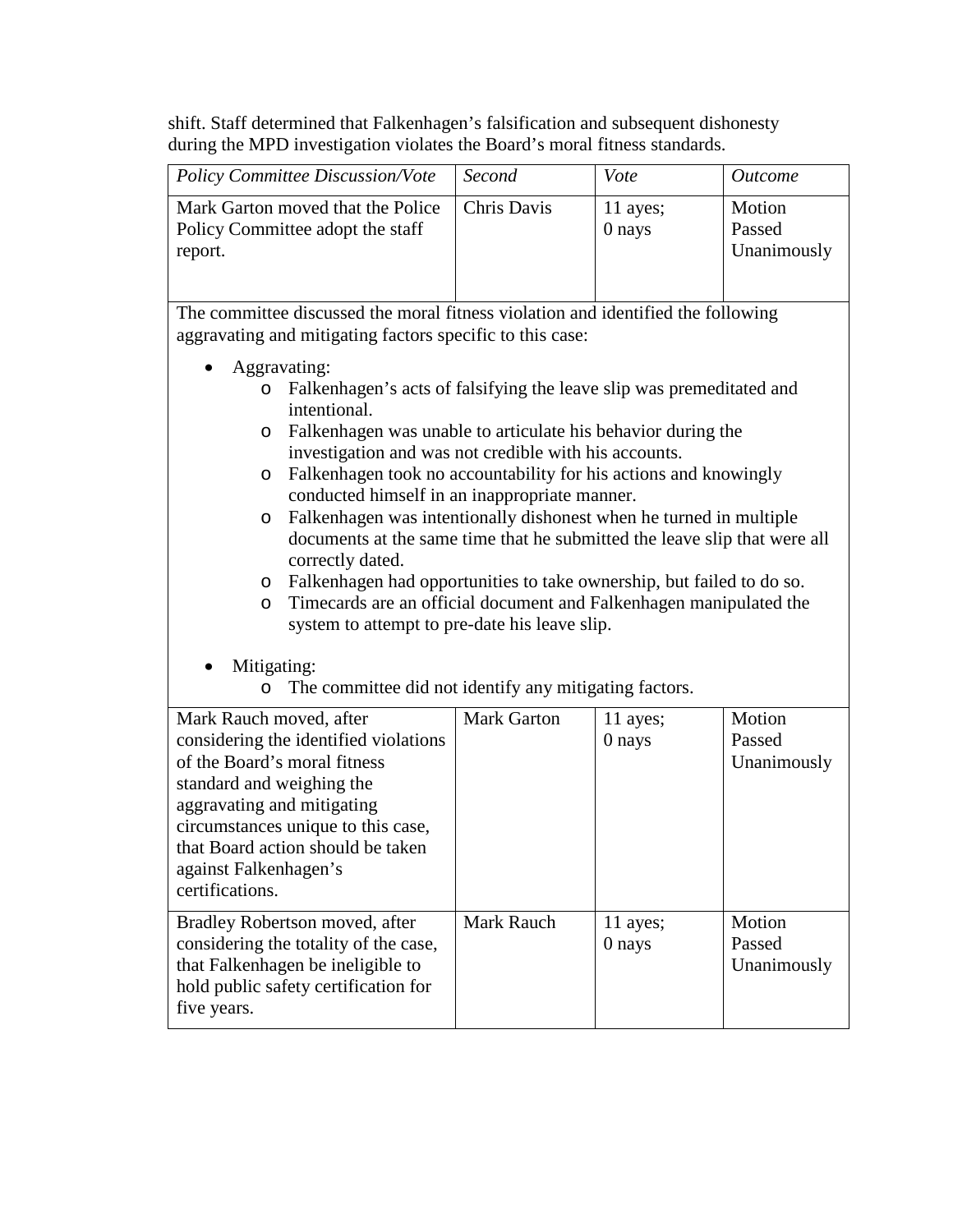shift. Staff determined that Falkenhagen's falsification and subsequent dishonesty during the MPD investigation violates the Board's moral fitness standards.

| *Policy Committee Discussion/Vote* | *Second* | *Vote* | *Outcome* |
|---|---|---|---|
| Mark Garton moved that the Police Policy Committee adopt the staff report. | Chris Davis | 11 ayes; 0 nays | Motion Passed Unanimously |
| The committee discussed the moral fitness violation and identified the following aggravating and mitigating factors specific to this case:<br><br>• Aggravating:<br>&nbsp;&nbsp;o Falkenhagen's acts of falsifying the leave slip was premeditated and intentional.<br>&nbsp;&nbsp;o Falkenhagen was unable to articulate his behavior during the investigation and was not credible with his accounts.<br>&nbsp;&nbsp;o Falkenhagen took no accountability for his actions and knowingly conducted himself in an inappropriate manner.<br>&nbsp;&nbsp;o Falkenhagen was intentionally dishonest when he turned in multiple documents at the same time that he submitted the leave slip that were all correctly dated.<br>&nbsp;&nbsp;o Falkenhagen had opportunities to take ownership, but failed to do so.<br>&nbsp;&nbsp;o Timecards are an official document and Falkenhagen manipulated the system to attempt to pre-date his leave slip.<br><br>• Mitigating:<br>&nbsp;&nbsp;o The committee did not identify any mitigating factors. | | | |
| Mark Rauch moved, after considering the identified violations of the Board's moral fitness standard and weighing the aggravating and mitigating circumstances unique to this case, that Board action should be taken against Falkenhagen's certifications. | Mark Garton | 11 ayes; 0 nays | Motion Passed Unanimously |
| Bradley Robertson moved, after considering the totality of the case, that Falkenhagen be ineligible to hold public safety certification for five years. | Mark Rauch | 11 ayes; 0 nays | Motion Passed Unanimously |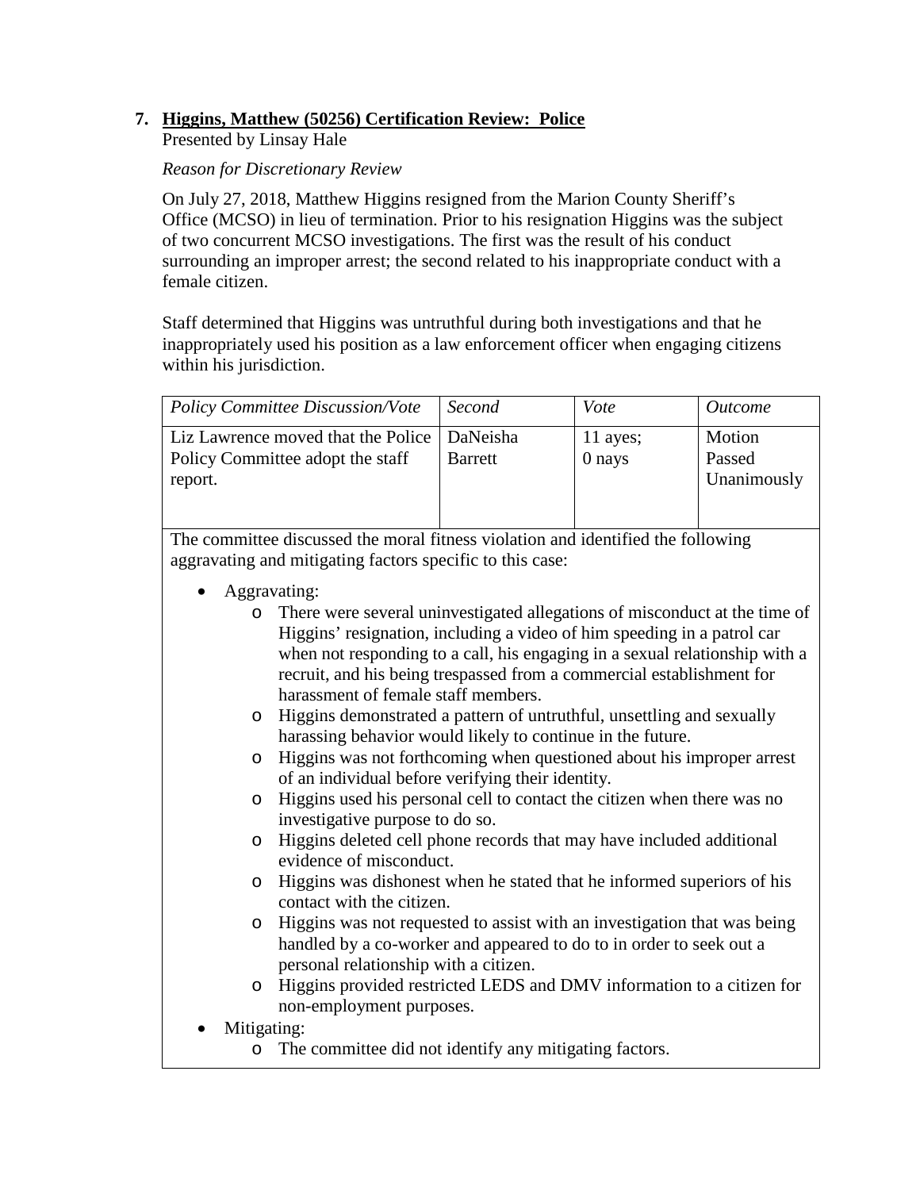7. **Higgins, Matthew (50256) Certification Review: Police**
Presented by Linsay Hale

*Reason for Discretionary Review*

On July 27, 2018, Matthew Higgins resigned from the Marion County Sheriff's Office (MCSO) in lieu of termination. Prior to his resignation Higgins was the subject of two concurrent MCSO investigations. The first was the result of his conduct surrounding an improper arrest; the second related to his inappropriate conduct with a female citizen.

Staff determined that Higgins was untruthful during both investigations and that he inappropriately used his position as a law enforcement officer when engaging citizens within his jurisdiction.

| *Policy Committee Discussion/Vote* | *Second* | *Vote* | *Outcome* |
|---|---|---|---|
| Liz Lawrence moved that the Police Policy Committee adopt the staff report. | DaNeisha Barrett | 11 ayes; 0 nays | Motion Passed Unanimously |

The committee discussed the moral fitness violation and identified the following aggravating and mitigating factors specific to this case:

- Aggravating:
  - There were several uninvestigated allegations of misconduct at the time of Higgins' resignation, including a video of him speeding in a patrol car when not responding to a call, his engaging in a sexual relationship with a recruit, and his being trespassed from a commercial establishment for harassment of female staff members.
  - Higgins demonstrated a pattern of untruthful, unsettling and sexually harassing behavior would likely to continue in the future.
  - Higgins was not forthcoming when questioned about his improper arrest of an individual before verifying their identity.
  - Higgins used his personal cell to contact the citizen when there was no investigative purpose to do so.
  - Higgins deleted cell phone records that may have included additional evidence of misconduct.
  - Higgins was dishonest when he stated that he informed superiors of his contact with the citizen.
  - Higgins was not requested to assist with an investigation that was being handled by a co-worker and appeared to do to in order to seek out a personal relationship with a citizen.
  - Higgins provided restricted LEDS and DMV information to a citizen for non-employment purposes.
- Mitigating:
  - The committee did not identify any mitigating factors.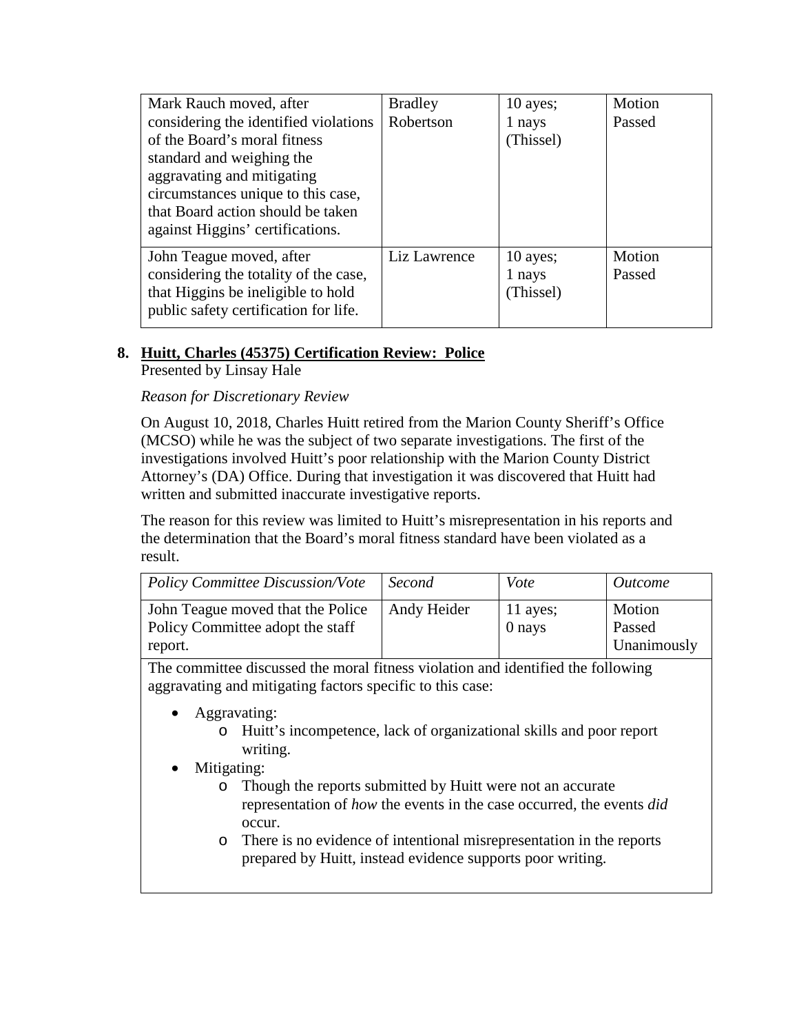| Mark Rauch moved, after considering the identified violations of the Board's moral fitness standard and weighing the aggravating and mitigating circumstances unique to this case, that Board action should be taken against Higgins' certifications. | Bradley Robertson | 10 ayes; 1 nays (Thissel) | Motion Passed |
|---|---|---|---|
| John Teague moved, after considering the totality of the case, that Higgins be ineligible to hold public safety certification for life. | Liz Lawrence | 10 ayes; 1 nays (Thissel) | Motion Passed |

## 8. Huitt, Charles (45375) Certification Review: Police

Presented by Linsay Hale

*Reason for Discretionary Review*

On August 10, 2018, Charles Huitt retired from the Marion County Sheriff's Office (MCSO) while he was the subject of two separate investigations. The first of the investigations involved Huitt's poor relationship with the Marion County District Attorney's (DA) Office. During that investigation it was discovered that Huitt had written and submitted inaccurate investigative reports.

The reason for this review was limited to Huitt's misrepresentation in his reports and the determination that the Board's moral fitness standard have been violated as a result.

| *Policy Committee Discussion/Vote* | *Second* | *Vote* | *Outcome* |
|---|---|---|---|
| John Teague moved that the Police Policy Committee adopt the staff report. | Andy Heider | 11 ayes; 0 nays | Motion Passed Unanimously |

The committee discussed the moral fitness violation and identified the following aggravating and mitigating factors specific to this case:

- Aggravating:
  - Huitt's incompetence, lack of organizational skills and poor report writing.
- Mitigating:
  - Though the reports submitted by Huitt were not an accurate representation of *how* the events in the case occurred, the events *did* occur.
  - There is no evidence of intentional misrepresentation in the reports prepared by Huitt, instead evidence supports poor writing.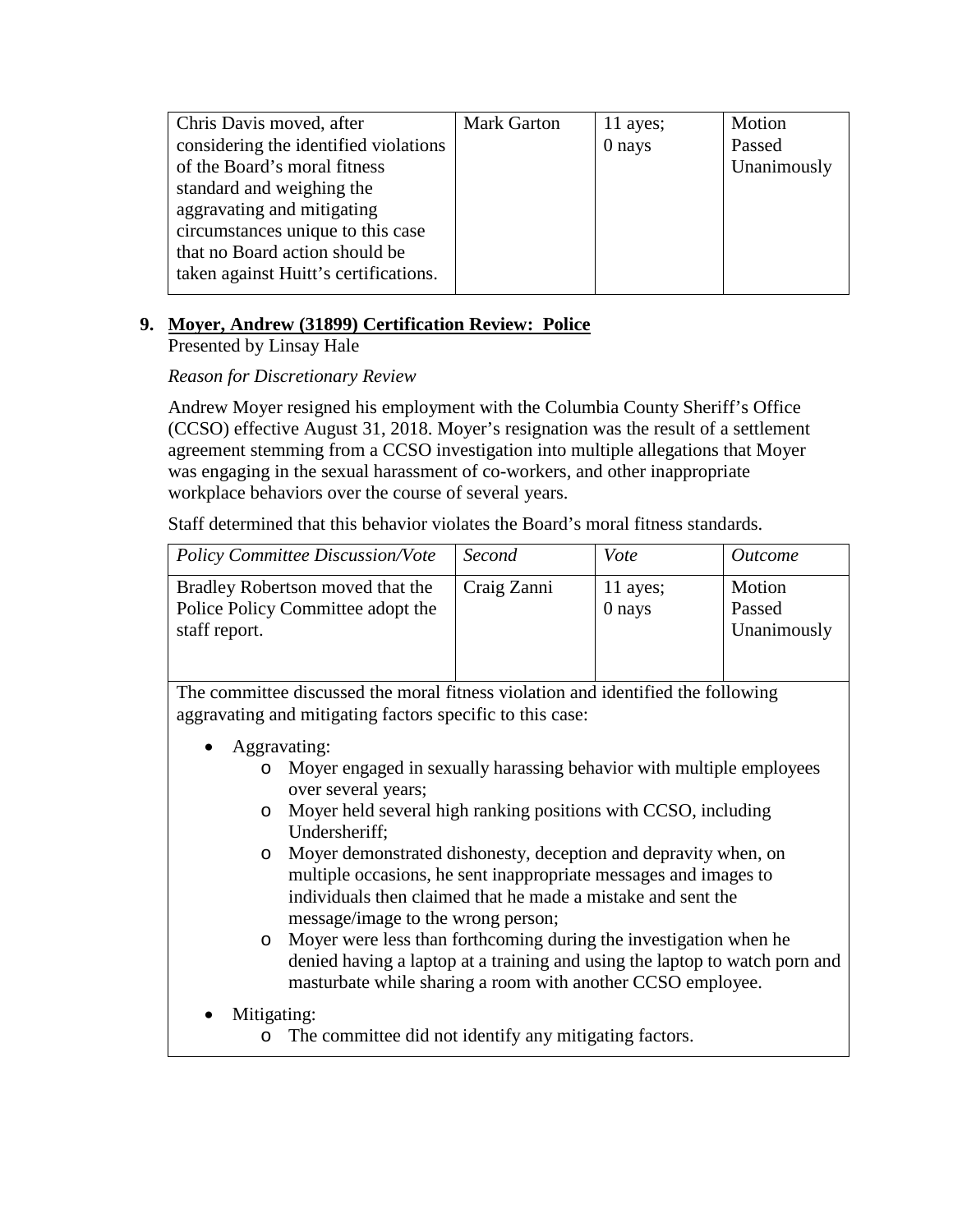| Chris Davis moved, after considering the identified violations of the Board's moral fitness standard and weighing the aggravating and mitigating circumstances unique to this case that no Board action should be taken against Huitt's certifications. | Mark Garton | 11 ayes; 0 nays | Motion Passed Unanimously |
|---|---|---|---|

9. **Moyer, Andrew (31899) Certification Review: Police**
   Presented by Linsay Hale

   *Reason for Discretionary Review*

   Andrew Moyer resigned his employment with the Columbia County Sheriff's Office (CCSO) effective August 31, 2018. Moyer's resignation was the result of a settlement agreement stemming from a CCSO investigation into multiple allegations that Moyer was engaging in the sexual harassment of co-workers, and other inappropriate workplace behaviors over the course of several years.

   Staff determined that this behavior violates the Board's moral fitness standards.

| *Policy Committee Discussion/Vote* | *Second* | *Vote* | *Outcome* |
|---|---|---|---|
| Bradley Robertson moved that the Police Policy Committee adopt the staff report. | Craig Zanni | 11 ayes; 0 nays | Motion Passed Unanimously |

The committee discussed the moral fitness violation and identified the following aggravating and mitigating factors specific to this case:

- Aggravating:
  - Moyer engaged in sexually harassing behavior with multiple employees over several years;
  - Moyer held several high ranking positions with CCSO, including Undersheriff;
  - Moyer demonstrated dishonesty, deception and depravity when, on multiple occasions, he sent inappropriate messages and images to individuals then claimed that he made a mistake and sent the message/image to the wrong person;
  - Moyer were less than forthcoming during the investigation when he denied having a laptop at a training and using the laptop to watch porn and masturbate while sharing a room with another CCSO employee.
- Mitigating:
  - The committee did not identify any mitigating factors.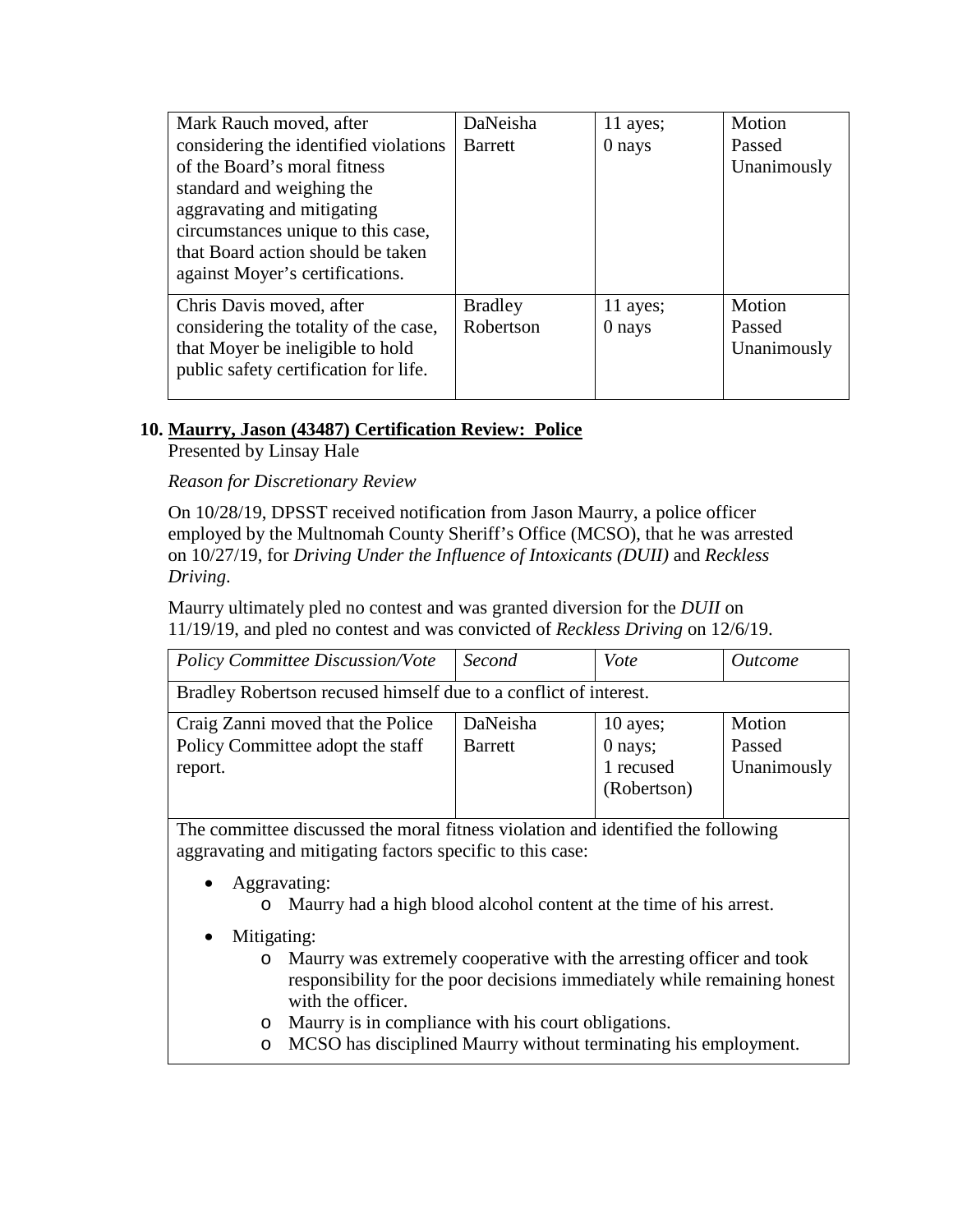| | | | |
|---|---|---|---|
| Mark Rauch moved, after considering the identified violations of the Board's moral fitness standard and weighing the aggravating and mitigating circumstances unique to this case, that Board action should be taken against Moyer's certifications. | DaNeisha Barrett | 11 ayes; 0 nays | Motion Passed Unanimously |
| Chris Davis moved, after considering the totality of the case, that Moyer be ineligible to hold public safety certification for life. | Bradley Robertson | 11 ayes; 0 nays | Motion Passed Unanimously |

**10. <u>Maurry, Jason (43487) Certification Review: Police</u>**

Presented by Linsay Hale

*Reason for Discretionary Review*

On 10/28/19, DPSST received notification from Jason Maurry, a police officer employed by the Multnomah County Sheriff's Office (MCSO), that he was arrested on 10/27/19, for *Driving Under the Influence of Intoxicants (DUII)* and *Reckless Driving*.

Maurry ultimately pled no contest and was granted diversion for the *DUII* on 11/19/19, and pled no contest and was convicted of *Reckless Driving* on 12/6/19.

| *Policy Committee Discussion/Vote* | *Second* | *Vote* | *Outcome* |
|---|---|---|---|
| Bradley Robertson recused himself due to a conflict of interest. | | | |
| Craig Zanni moved that the Police Policy Committee adopt the staff report. | DaNeisha Barrett | 10 ayes; 0 nays; 1 recused (Robertson) | Motion Passed Unanimously |

The committee discussed the moral fitness violation and identified the following aggravating and mitigating factors specific to this case:

- Aggravating:
  - Maurry had a high blood alcohol content at the time of his arrest.
- Mitigating:
  - Maurry was extremely cooperative with the arresting officer and took responsibility for the poor decisions immediately while remaining honest with the officer.
  - Maurry is in compliance with his court obligations.
  - MCSO has disciplined Maurry without terminating his employment.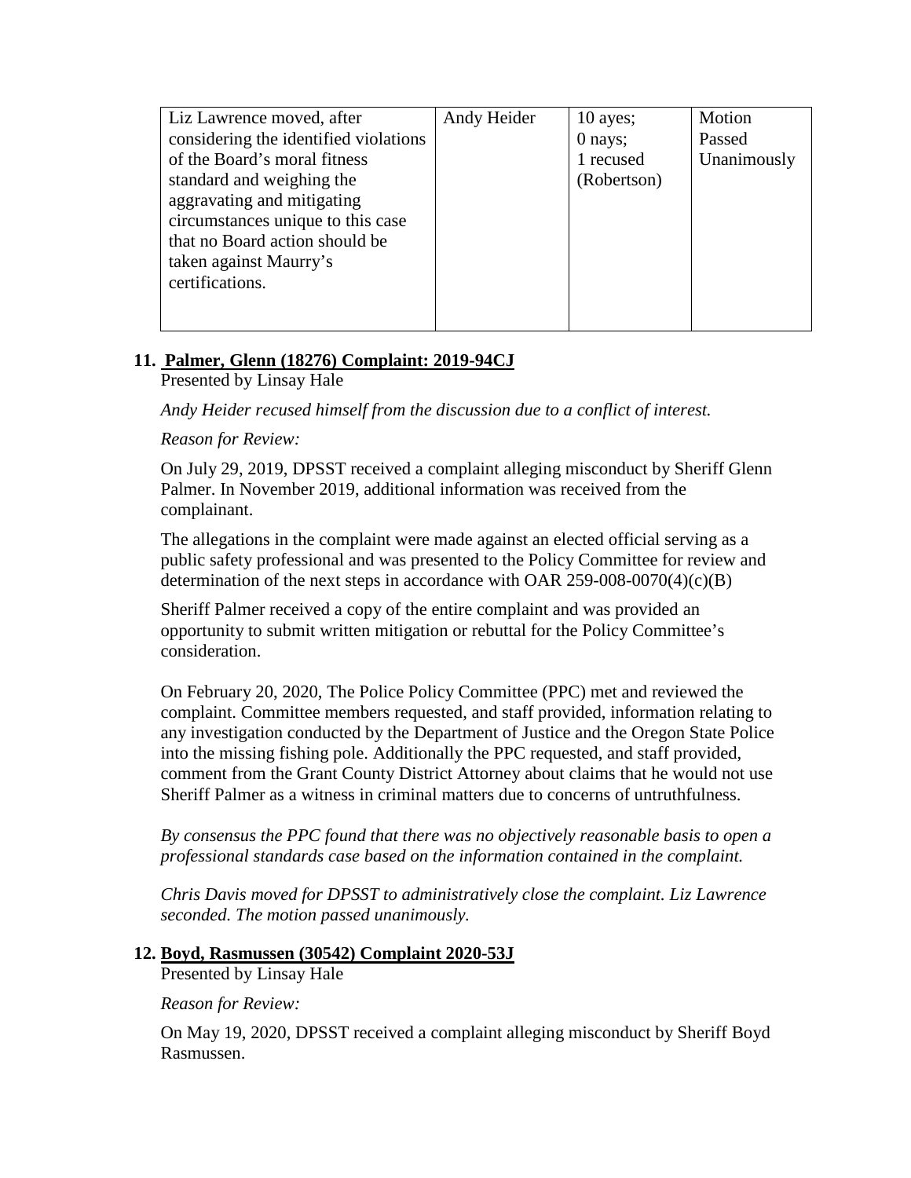| Liz Lawrence moved, after considering the identified violations of the Board's moral fitness standard and weighing the aggravating and mitigating circumstances unique to this case that no Board action should be taken against Maurry's certifications. | Andy Heider | 10 ayes; 0 nays; 1 recused (Robertson) | Motion Passed Unanimously |
|---|---|---|---|

## 11. Palmer, Glenn (18276) Complaint: 2019-94CJ

Presented by Linsay Hale

*Andy Heider recused himself from the discussion due to a conflict of interest.*

*Reason for Review:*

On July 29, 2019, DPSST received a complaint alleging misconduct by Sheriff Glenn Palmer. In November 2019, additional information was received from the complainant.

The allegations in the complaint were made against an elected official serving as a public safety professional and was presented to the Policy Committee for review and determination of the next steps in accordance with OAR 259-008-0070(4)(c)(B)

Sheriff Palmer received a copy of the entire complaint and was provided an opportunity to submit written mitigation or rebuttal for the Policy Committee's consideration.

On February 20, 2020, The Police Policy Committee (PPC) met and reviewed the complaint. Committee members requested, and staff provided, information relating to any investigation conducted by the Department of Justice and the Oregon State Police into the missing fishing pole. Additionally the PPC requested, and staff provided, comment from the Grant County District Attorney about claims that he would not use Sheriff Palmer as a witness in criminal matters due to concerns of untruthfulness.

*By consensus the PPC found that there was no objectively reasonable basis to open a professional standards case based on the information contained in the complaint.*

*Chris Davis moved for DPSST to administratively close the complaint. Liz Lawrence seconded. The motion passed unanimously.*

## 12. Boyd, Rasmussen (30542) Complaint 2020-53J

Presented by Linsay Hale

*Reason for Review:*

On May 19, 2020, DPSST received a complaint alleging misconduct by Sheriff Boyd Rasmussen.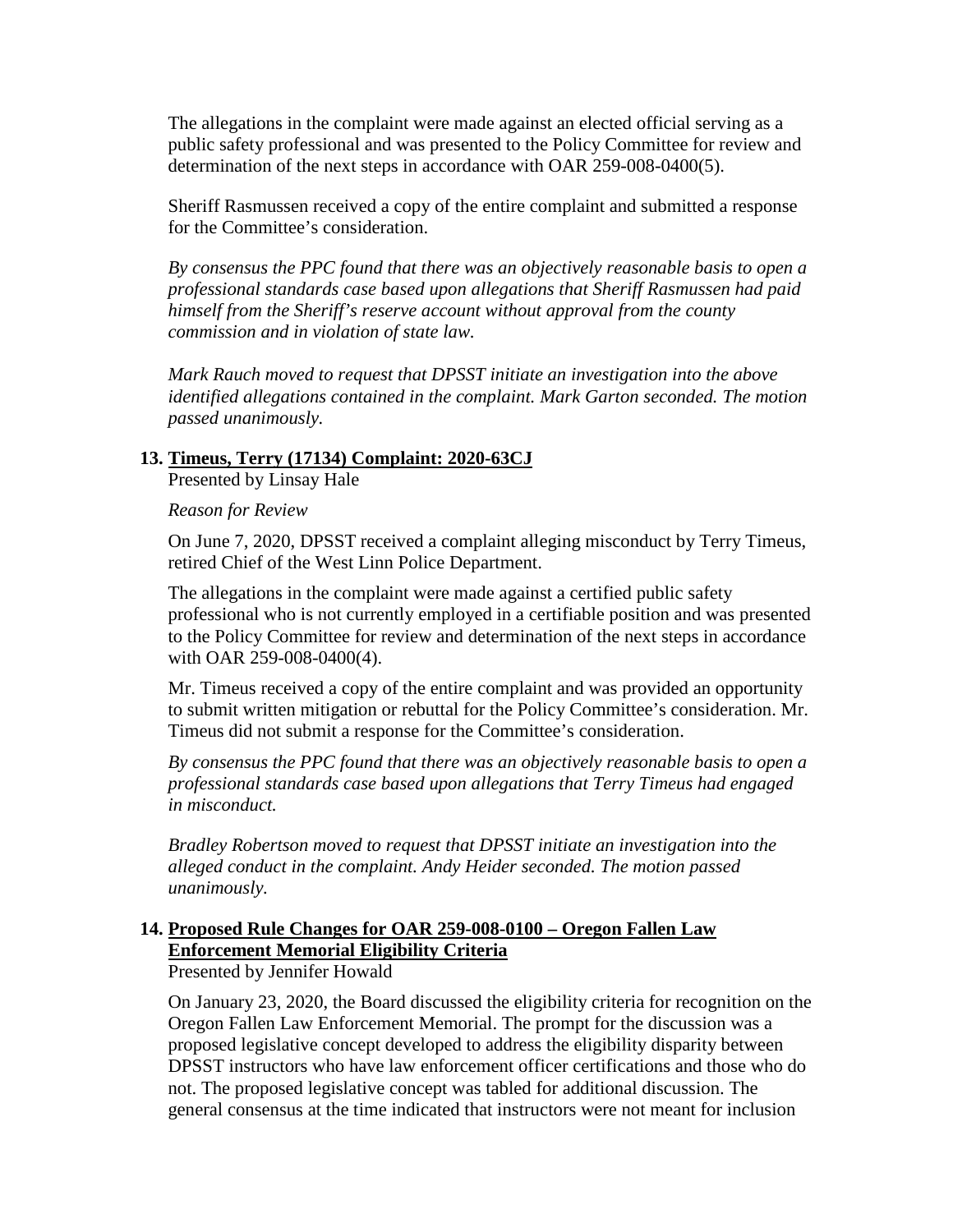The allegations in the complaint were made against an elected official serving as a public safety professional and was presented to the Policy Committee for review and determination of the next steps in accordance with OAR 259-008-0400(5).

Sheriff Rasmussen received a copy of the entire complaint and submitted a response for the Committee's consideration.

*By consensus the PPC found that there was an objectively reasonable basis to open a professional standards case based upon allegations that Sheriff Rasmussen had paid himself from the Sheriff's reserve account without approval from the county commission and in violation of state law.*

*Mark Rauch moved to request that DPSST initiate an investigation into the above identified allegations contained in the complaint. Mark Garton seconded. The motion passed unanimously.*

**13. Timeus, Terry (17134) Complaint: 2020-63CJ**

Presented by Linsay Hale

*Reason for Review*

On June 7, 2020, DPSST received a complaint alleging misconduct by Terry Timeus, retired Chief of the West Linn Police Department.

The allegations in the complaint were made against a certified public safety professional who is not currently employed in a certifiable position and was presented to the Policy Committee for review and determination of the next steps in accordance with OAR 259-008-0400(4).

Mr. Timeus received a copy of the entire complaint and was provided an opportunity to submit written mitigation or rebuttal for the Policy Committee's consideration. Mr. Timeus did not submit a response for the Committee's consideration.

*By consensus the PPC found that there was an objectively reasonable basis to open a professional standards case based upon allegations that Terry Timeus had engaged in misconduct.*

*Bradley Robertson moved to request that DPSST initiate an investigation into the alleged conduct in the complaint. Andy Heider seconded. The motion passed unanimously.*

**14. Proposed Rule Changes for OAR 259-008-0100 – Oregon Fallen Law Enforcement Memorial Eligibility Criteria**

Presented by Jennifer Howald

On January 23, 2020, the Board discussed the eligibility criteria for recognition on the Oregon Fallen Law Enforcement Memorial. The prompt for the discussion was a proposed legislative concept developed to address the eligibility disparity between DPSST instructors who have law enforcement officer certifications and those who do not. The proposed legislative concept was tabled for additional discussion. The general consensus at the time indicated that instructors were not meant for inclusion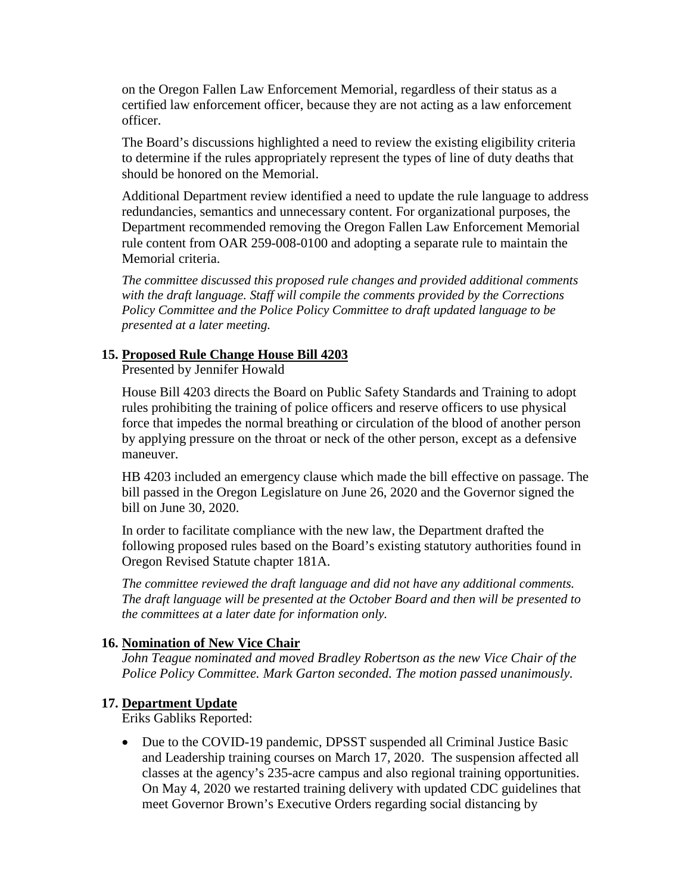on the Oregon Fallen Law Enforcement Memorial, regardless of their status as a certified law enforcement officer, because they are not acting as a law enforcement officer.

The Board's discussions highlighted a need to review the existing eligibility criteria to determine if the rules appropriately represent the types of line of duty deaths that should be honored on the Memorial.

Additional Department review identified a need to update the rule language to address redundancies, semantics and unnecessary content. For organizational purposes, the Department recommended removing the Oregon Fallen Law Enforcement Memorial rule content from OAR 259-008-0100 and adopting a separate rule to maintain the Memorial criteria.

*The committee discussed this proposed rule changes and provided additional comments with the draft language. Staff will compile the comments provided by the Corrections Policy Committee and the Police Policy Committee to draft updated language to be presented at a later meeting.*

**15. <u>Proposed Rule Change House Bill 4203</u>**

Presented by Jennifer Howald

House Bill 4203 directs the Board on Public Safety Standards and Training to adopt rules prohibiting the training of police officers and reserve officers to use physical force that impedes the normal breathing or circulation of the blood of another person by applying pressure on the throat or neck of the other person, except as a defensive maneuver.

HB 4203 included an emergency clause which made the bill effective on passage. The bill passed in the Oregon Legislature on June 26, 2020 and the Governor signed the bill on June 30, 2020.

In order to facilitate compliance with the new law, the Department drafted the following proposed rules based on the Board's existing statutory authorities found in Oregon Revised Statute chapter 181A.

*The committee reviewed the draft language and did not have any additional comments. The draft language will be presented at the October Board and then will be presented to the committees at a later date for information only.*

**16. <u>Nomination of New Vice Chair</u>**

*John Teague nominated and moved Bradley Robertson as the new Vice Chair of the Police Policy Committee. Mark Garton seconded. The motion passed unanimously.*

**17. <u>Department Update</u>**

Eriks Gabliks Reported:

- Due to the COVID-19 pandemic, DPSST suspended all Criminal Justice Basic and Leadership training courses on March 17, 2020. The suspension affected all classes at the agency's 235-acre campus and also regional training opportunities. On May 4, 2020 we restarted training delivery with updated CDC guidelines that meet Governor Brown's Executive Orders regarding social distancing by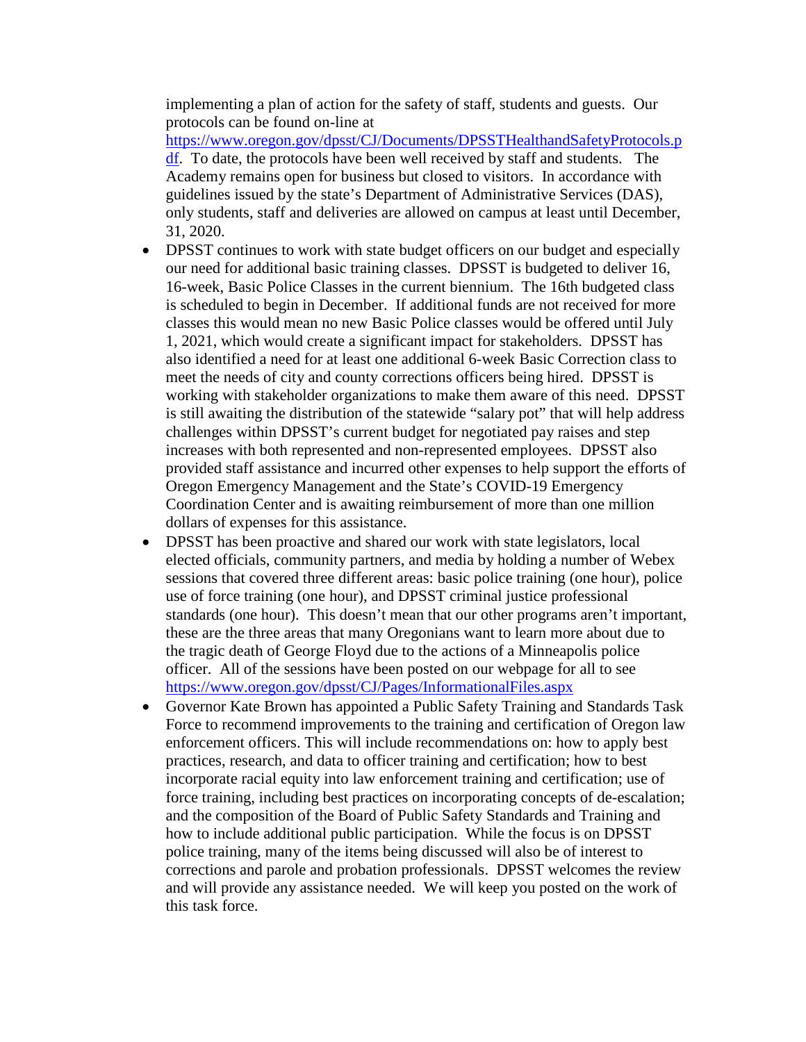implementing a plan of action for the safety of staff, students and guests. Our protocols can be found on-line at https://www.oregon.gov/dpsst/CJ/Documents/DPSSTHealthandSafetyProtocols.pdf. To date, the protocols have been well received by staff and students. The Academy remains open for business but closed to visitors. In accordance with guidelines issued by the state's Department of Administrative Services (DAS), only students, staff and deliveries are allowed on campus at least until December, 31, 2020.

- DPSST continues to work with state budget officers on our budget and especially our need for additional basic training classes. DPSST is budgeted to deliver 16, 16-week, Basic Police Classes in the current biennium. The 16th budgeted class is scheduled to begin in December. If additional funds are not received for more classes this would mean no new Basic Police classes would be offered until July 1, 2021, which would create a significant impact for stakeholders. DPSST has also identified a need for at least one additional 6-week Basic Correction class to meet the needs of city and county corrections officers being hired. DPSST is working with stakeholder organizations to make them aware of this need. DPSST is still awaiting the distribution of the statewide "salary pot" that will help address challenges within DPSST's current budget for negotiated pay raises and step increases with both represented and non-represented employees. DPSST also provided staff assistance and incurred other expenses to help support the efforts of Oregon Emergency Management and the State's COVID-19 Emergency Coordination Center and is awaiting reimbursement of more than one million dollars of expenses for this assistance.
- DPSST has been proactive and shared our work with state legislators, local elected officials, community partners, and media by holding a number of Webex sessions that covered three different areas: basic police training (one hour), police use of force training (one hour), and DPSST criminal justice professional standards (one hour). This doesn't mean that our other programs aren't important, these are the three areas that many Oregonians want to learn more about due to the tragic death of George Floyd due to the actions of a Minneapolis police officer. All of the sessions have been posted on our webpage for all to see https://www.oregon.gov/dpsst/CJ/Pages/InformationalFiles.aspx
- Governor Kate Brown has appointed a Public Safety Training and Standards Task Force to recommend improvements to the training and certification of Oregon law enforcement officers. This will include recommendations on: how to apply best practices, research, and data to officer training and certification; how to best incorporate racial equity into law enforcement training and certification; use of force training, including best practices on incorporating concepts of de-escalation; and the composition of the Board of Public Safety Standards and Training and how to include additional public participation. While the focus is on DPSST police training, many of the items being discussed will also be of interest to corrections and parole and probation professionals. DPSST welcomes the review and will provide any assistance needed. We will keep you posted on the work of this task force.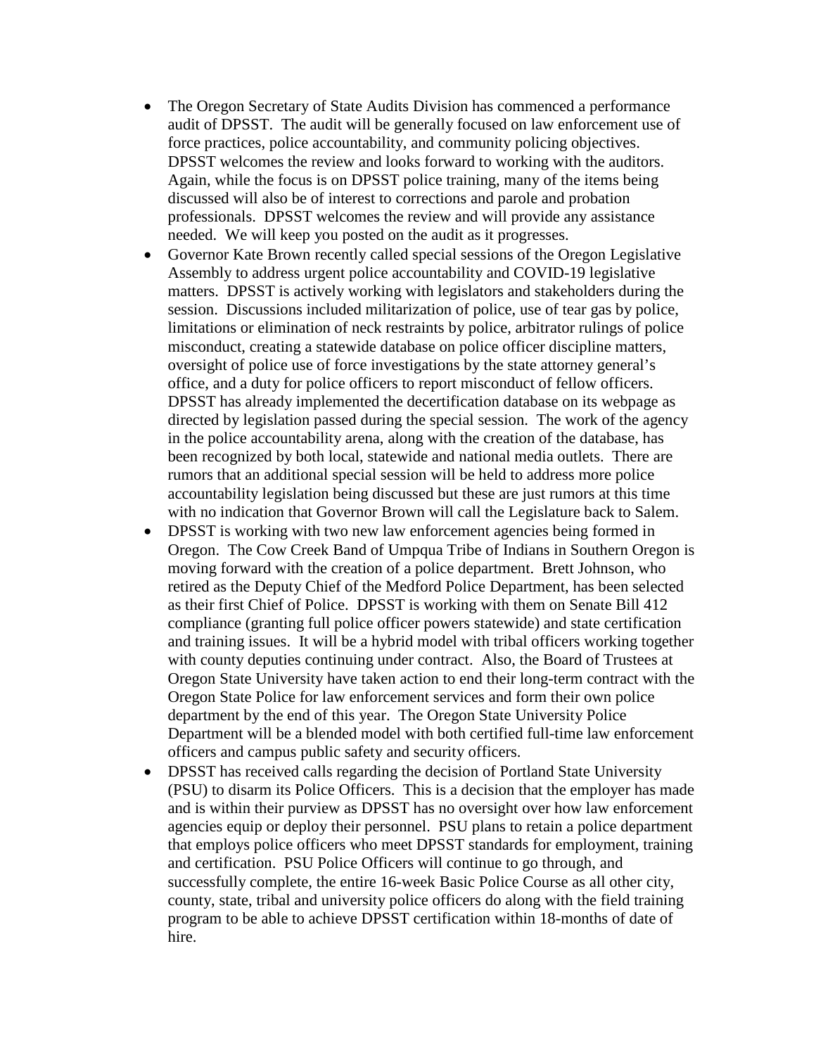- The Oregon Secretary of State Audits Division has commenced a performance audit of DPSST. The audit will be generally focused on law enforcement use of force practices, police accountability, and community policing objectives. DPSST welcomes the review and looks forward to working with the auditors. Again, while the focus is on DPSST police training, many of the items being discussed will also be of interest to corrections and parole and probation professionals. DPSST welcomes the review and will provide any assistance needed. We will keep you posted on the audit as it progresses.
- Governor Kate Brown recently called special sessions of the Oregon Legislative Assembly to address urgent police accountability and COVID-19 legislative matters. DPSST is actively working with legislators and stakeholders during the session. Discussions included militarization of police, use of tear gas by police, limitations or elimination of neck restraints by police, arbitrator rulings of police misconduct, creating a statewide database on police officer discipline matters, oversight of police use of force investigations by the state attorney general's office, and a duty for police officers to report misconduct of fellow officers. DPSST has already implemented the decertification database on its webpage as directed by legislation passed during the special session. The work of the agency in the police accountability arena, along with the creation of the database, has been recognized by both local, statewide and national media outlets. There are rumors that an additional special session will be held to address more police accountability legislation being discussed but these are just rumors at this time with no indication that Governor Brown will call the Legislature back to Salem.
- DPSST is working with two new law enforcement agencies being formed in Oregon. The Cow Creek Band of Umpqua Tribe of Indians in Southern Oregon is moving forward with the creation of a police department. Brett Johnson, who retired as the Deputy Chief of the Medford Police Department, has been selected as their first Chief of Police. DPSST is working with them on Senate Bill 412 compliance (granting full police officer powers statewide) and state certification and training issues. It will be a hybrid model with tribal officers working together with county deputies continuing under contract. Also, the Board of Trustees at Oregon State University have taken action to end their long-term contract with the Oregon State Police for law enforcement services and form their own police department by the end of this year. The Oregon State University Police Department will be a blended model with both certified full-time law enforcement officers and campus public safety and security officers.
- DPSST has received calls regarding the decision of Portland State University (PSU) to disarm its Police Officers. This is a decision that the employer has made and is within their purview as DPSST has no oversight over how law enforcement agencies equip or deploy their personnel. PSU plans to retain a police department that employs police officers who meet DPSST standards for employment, training and certification. PSU Police Officers will continue to go through, and successfully complete, the entire 16-week Basic Police Course as all other city, county, state, tribal and university police officers do along with the field training program to be able to achieve DPSST certification within 18-months of date of hire.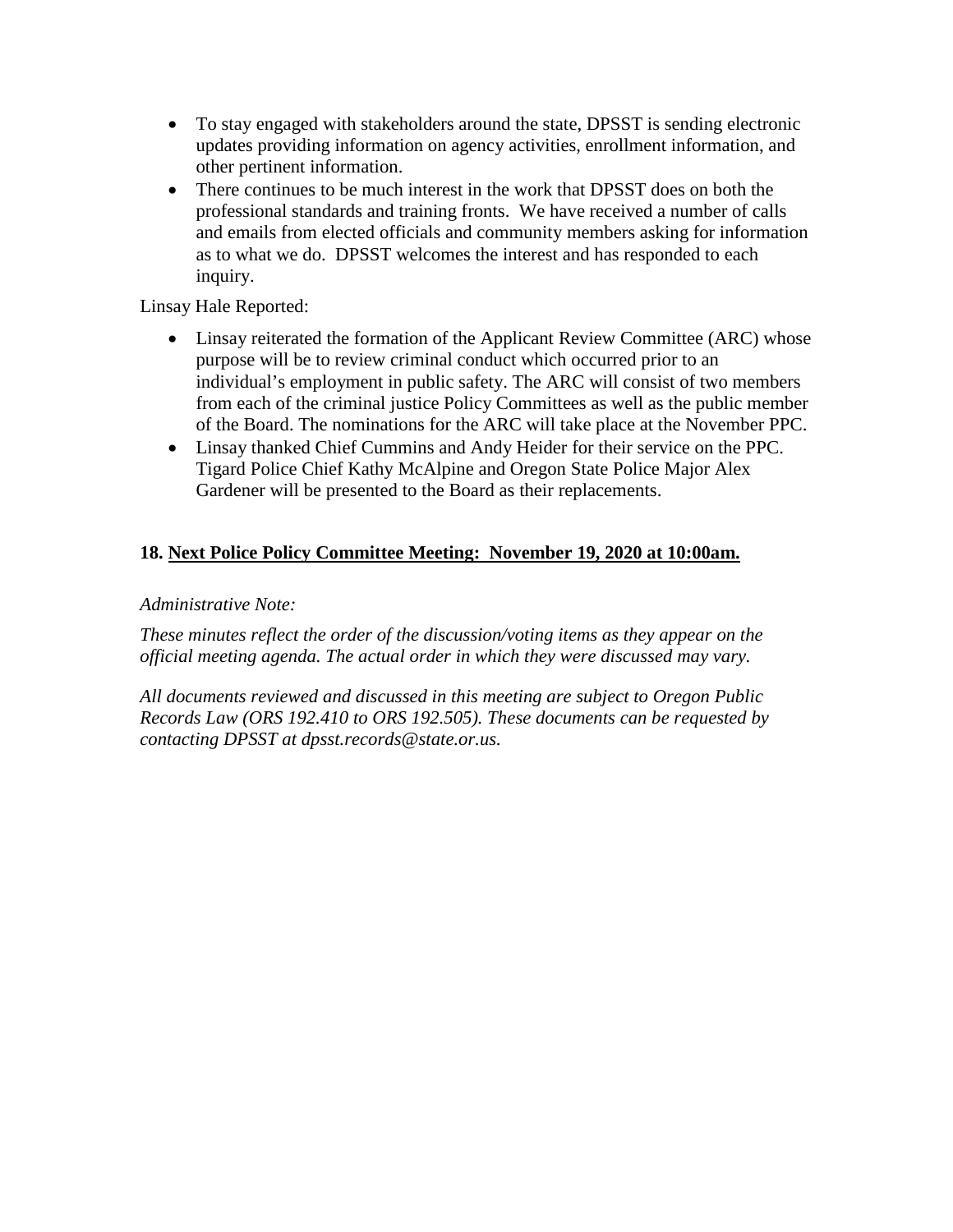- To stay engaged with stakeholders around the state, DPSST is sending electronic updates providing information on agency activities, enrollment information, and other pertinent information.
- There continues to be much interest in the work that DPSST does on both the professional standards and training fronts. We have received a number of calls and emails from elected officials and community members asking for information as to what we do. DPSST welcomes the interest and has responded to each inquiry.

Linsay Hale Reported:

- Linsay reiterated the formation of the Applicant Review Committee (ARC) whose purpose will be to review criminal conduct which occurred prior to an individual's employment in public safety. The ARC will consist of two members from each of the criminal justice Policy Committees as well as the public member of the Board. The nominations for the ARC will take place at the November PPC.
- Linsay thanked Chief Cummins and Andy Heider for their service on the PPC. Tigard Police Chief Kathy McAlpine and Oregon State Police Major Alex Gardener will be presented to the Board as their replacements.

**18. <u>Next Police Policy Committee Meeting: November 19, 2020 at 10:00am.</u>**

*Administrative Note:*

*These minutes reflect the order of the discussion/voting items as they appear on the official meeting agenda. The actual order in which they were discussed may vary.*

*All documents reviewed and discussed in this meeting are subject to Oregon Public Records Law (ORS 192.410 to ORS 192.505). These documents can be requested by contacting DPSST at dpsst.records@state.or.us.*